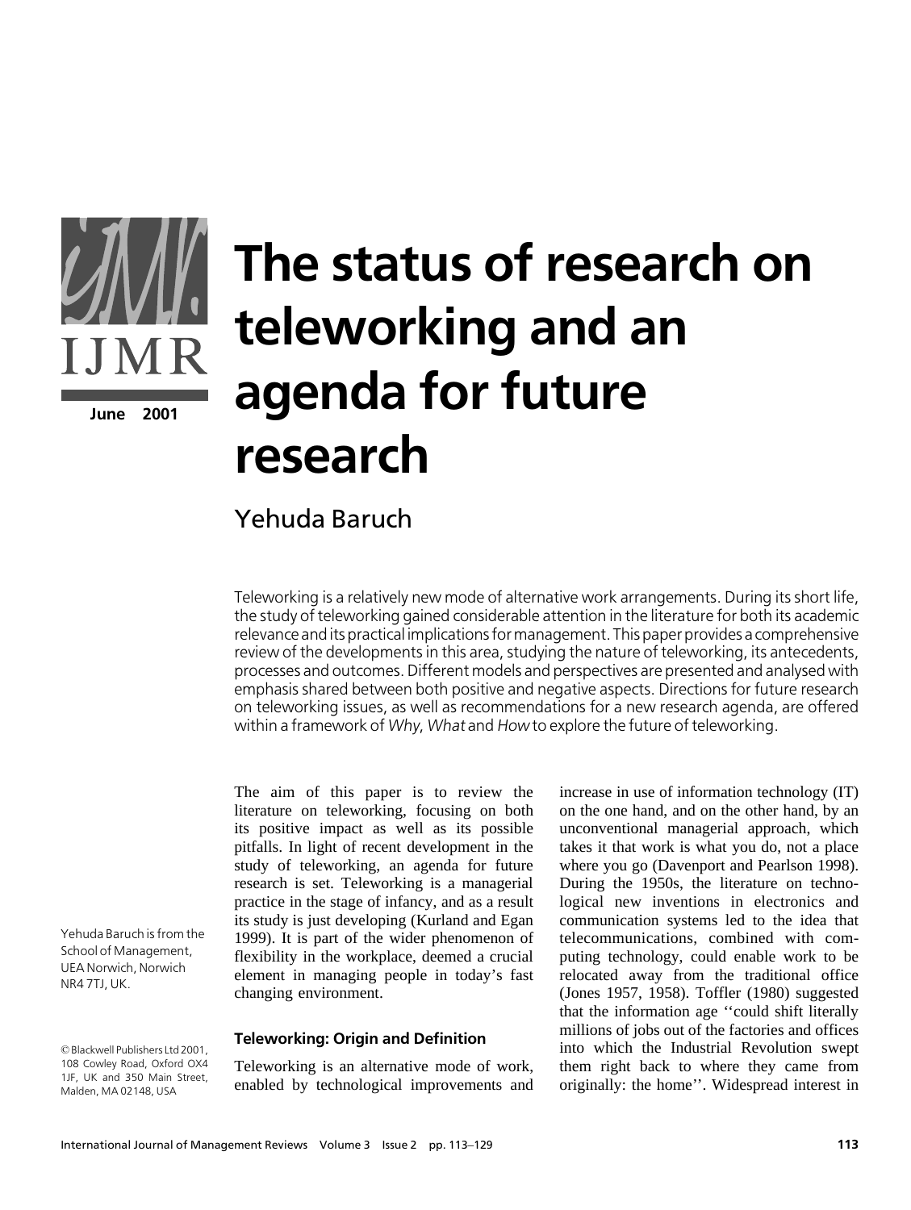# The status of research on teleworking and an agenda for future research

Yehuda Baruch

Teleworking is a relatively new mode of alternative work arrangements. During its short life, the study of teleworking gained considerable attention in the literature for both its academic relevance and its practical implications for management. This paper provides a comprehensive review of the developments in this area, studying the nature of teleworking, its antecedents, processes and outcomes. Different models and perspectives are presented and analysed with emphasis shared between both positive and negative aspects. Directions for future research on teleworking issues, as well as recommendations for a new research agenda, are offered within a framework of *Why*, *What* and *How* to explore the future of teleworking.

Yehuda Baruch is from the School of Management, UEA Norwich, Norwich NR4 7TJ, UK.

© Blackwell Publishers Ltd 2001, 108 Cowley Road, Oxford OX4 1JF, UK and 350 Main Street, Malden, MA 02148, USA

The aim of this paper is to review the literature on teleworking, focusing on both its positive impact as well as its possible pitfalls. In light of recent development in the study of teleworking, an agenda for future research is set. Teleworking is a managerial practice in the stage of infancy, and as a result its study is just developing (Kurland and Egan 1999). It is part of the wider phenomenon of flexibility in the workplace, deemed a crucial element in managing people in today's fast changing environment.

## Teleworking: Origin and Definition

Teleworking is an alternative mode of work, enabled by technological improvements and increase in use of information technology (IT) on the one hand, and on the other hand, by an unconventional managerial approach, which takes it that work is what you do, not a place where you go (Davenport and Pearlson 1998). During the 1950s, the literature on technological new inventions in electronics and communication systems led to the idea that telecommunications, combined with computing technology, could enable work to be relocated away from the traditional office (Jones 1957, 1958). Toffler (1980) suggested that the information age ''could shift literally millions of jobs out of the factories and offices into which the Industrial Revolution swept them right back to where they came from originally: the home''. Widespread interest in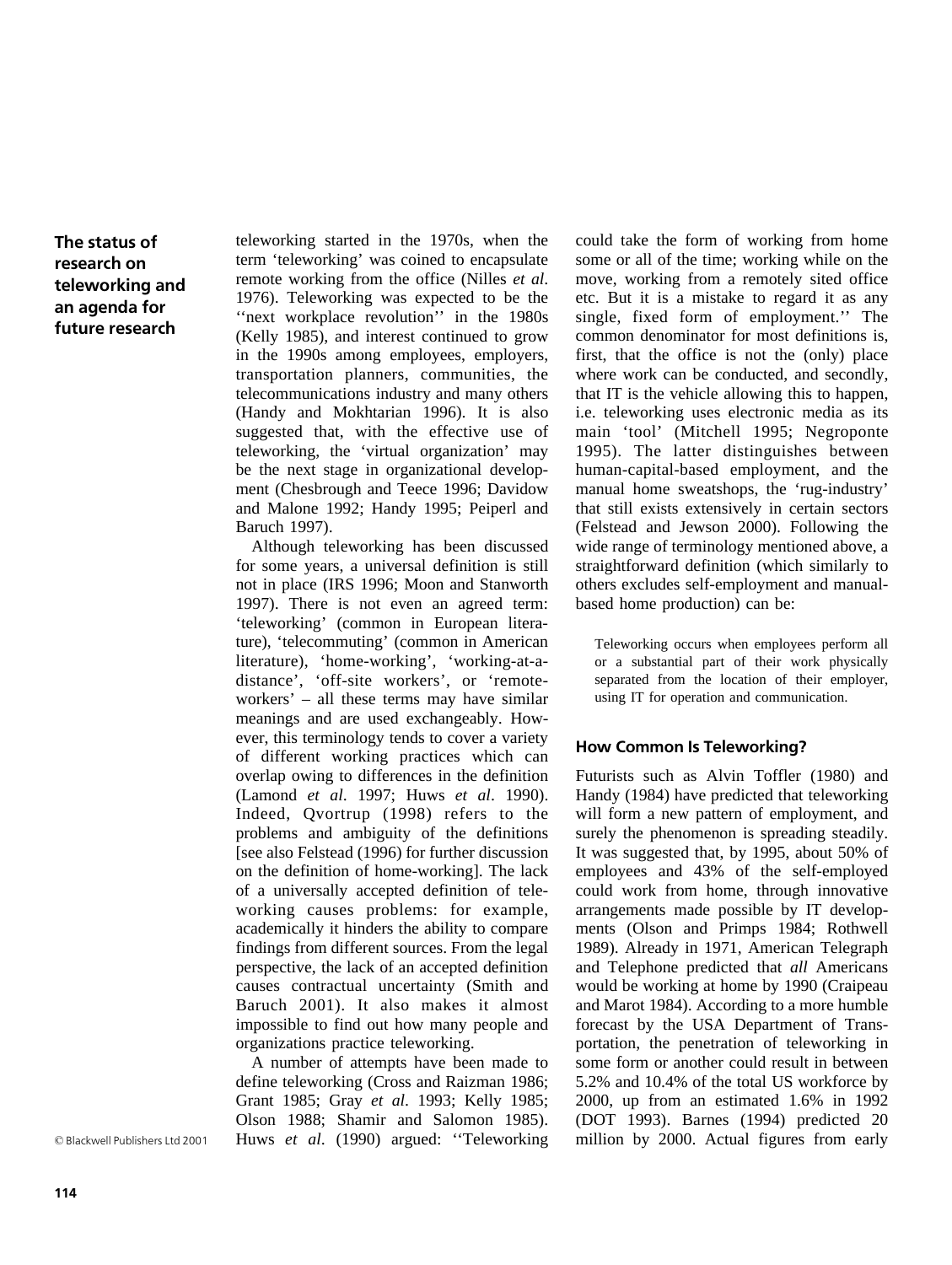teleworking started in the 1970s, when the term 'teleworking' was coined to encapsulate remote working from the office (Nilles *et al*. 1976). Teleworking was expected to be the ''next workplace revolution'' in the 1980s (Kelly 1985), and interest continued to grow in the 1990s among employees, employers, transportation planners, communities, the telecommunications industry and many others (Handy and Mokhtarian 1996). It is also suggested that, with the effective use of teleworking, the 'virtual organization' may be the next stage in organizational development (Chesbrough and Teece 1996; Davidow and Malone 1992; Handy 1995; Peiperl and Baruch 1997).

Although teleworking has been discussed for some years, a universal definition is still not in place (IRS 1996; Moon and Stanworth 1997). There is not even an agreed term: 'teleworking' (common in European literature), 'telecommuting' (common in American literature), 'home-working', 'working-at-a-distance', 'off-site workers', or 'remote-workers' – all these terms may have similar meanings and are used exchangeably. However, this terminology tends to cover a variety of different working practices which can overlap owing to differences in the definition (Lamond *et al*. 1997; Huws *et al*. 1990). Indeed, Qvortrup (1998) refers to the problems and ambiguity of the definitions [see also Felstead (1996) for further discussion on the definition of home-working]. The lack of a universally accepted definition of teleworking causes problems: for example, academically it hinders the ability to compare findings from different sources. From the legal perspective, the lack of an accepted definition causes contractual uncertainty (Smith and Baruch 2001). It also makes it almost impossible to find out how many people and organizations practice teleworking.

A number of attempts have been made to define teleworking (Cross and Raizman 1986; Grant 1985; Gray *et al*. 1993; Kelly 1985; Olson 1988; Shamir and Salomon 1985). Huws *et al*. (1990) argued: ''Teleworking could take the form of working from home some or all of the time; working while on the move, working from a remotely sited office etc. But it is a mistake to regard it as any single, fixed form of employment.'' The common denominator for most definitions is, first, that the office is not the (only) place where work can be conducted, and secondly, that IT is the vehicle allowing this to happen, i.e. teleworking uses electronic media as its main 'tool' (Mitchell 1995; Negroponte 1995). The latter distinguishes between human-capital-based employment, and the manual home sweatshops, the 'rug-industry' that still exists extensively in certain sectors (Felstead and Jewson 2000). Following the wide range of terminology mentioned above, a straightforward definition (which similarly to others excludes self-employment and manual-based home production) can be:

> Teleworking occurs when employees perform all or a substantial part of their work physically separated from the location of their employer, using IT for operation and communication.

### How Common Is Teleworking?

Futurists such as Alvin Toffler (1980) and Handy (1984) have predicted that teleworking will form a new pattern of employment, and surely the phenomenon is spreading steadily. It was suggested that, by 1995, about 50% of employees and 43% of the self-employed could work from home, through innovative arrangements made possible by IT developments (Olson and Primps 1984; Rothwell 1989). Already in 1971, American Telegraph and Telephone predicted that *all* Americans would be working at home by 1990 (Craipeau and Marot 1984). According to a more humble forecast by the USA Department of Transportation, the penetration of teleworking in some form or another could result in between 5.2% and 10.4% of the total US workforce by 2000, up from an estimated 1.6% in 1992 (DOT 1993). Barnes (1994) predicted 20 million by 2000. Actual figures from early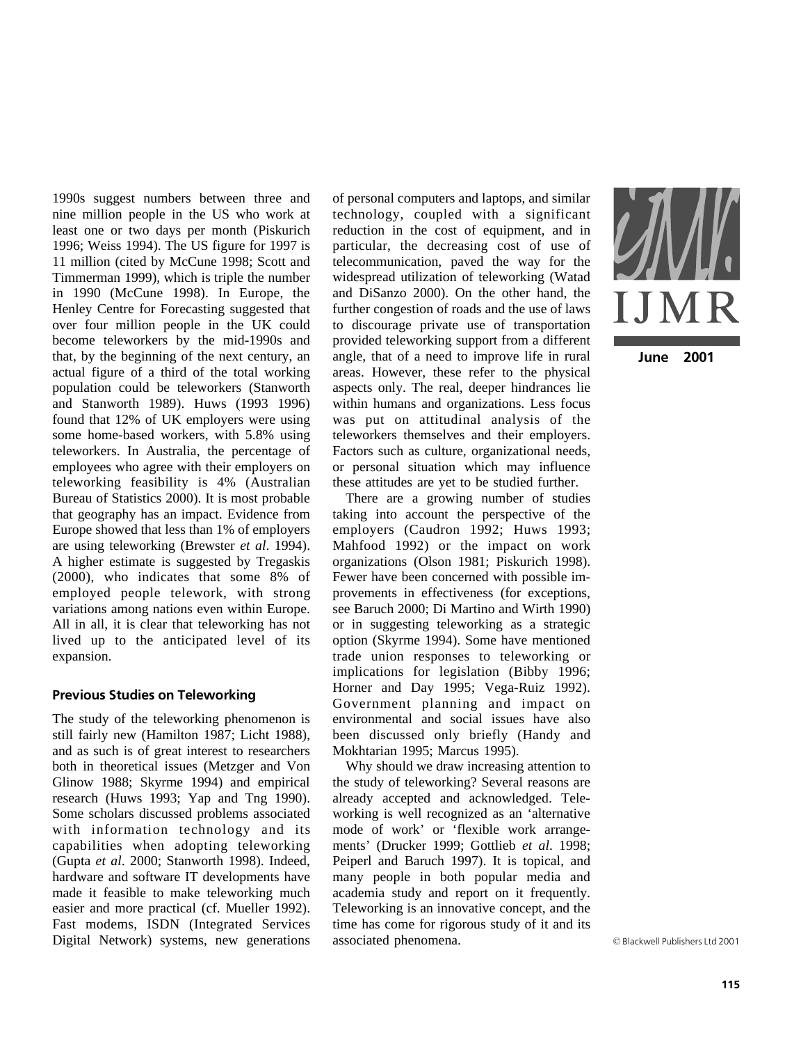1990s suggest numbers between three and nine million people in the US who work at least one or two days per month (Piskurich 1996; Weiss 1994). The US figure for 1997 is 11 million (cited by McCune 1998; Scott and Timmerman 1999), which is triple the number in 1990 (McCune 1998). In Europe, the Henley Centre for Forecasting suggested that over four million people in the UK could become teleworkers by the mid-1990s and that, by the beginning of the next century, an actual figure of a third of the total working population could be teleworkers (Stanworth and Stanworth 1989). Huws (1993 1996) found that 12% of UK employers were using some home-based workers, with 5.8% using teleworkers. In Australia, the percentage of employees who agree with their employers on teleworking feasibility is 4% (Australian Bureau of Statistics 2000). It is most probable that geography has an impact. Evidence from Europe showed that less than 1% of employers are using teleworking (Brewster *et al*. 1994). A higher estimate is suggested by Tregaskis (2000), who indicates that some 8% of employed people telework, with strong variations among nations even within Europe. All in all, it is clear that teleworking has not lived up to the anticipated level of its expansion.

## Previous Studies on Teleworking

The study of the teleworking phenomenon is still fairly new (Hamilton 1987; Licht 1988), and as such is of great interest to researchers both in theoretical issues (Metzger and Von Glinow 1988; Skyrme 1994) and empirical research (Huws 1993; Yap and Tng 1990). Some scholars discussed problems associated with information technology and its capabilities when adopting teleworking (Gupta *et al*. 2000; Stanworth 1998). Indeed, hardware and software IT developments have made it feasible to make teleworking much easier and more practical (cf. Mueller 1992). Fast modems, ISDN (Integrated Services Digital Network) systems, new generations of personal computers and laptops, and similar technology, coupled with a significant reduction in the cost of equipment, and in particular, the decreasing cost of use of telecommunication, paved the way for the widespread utilization of teleworking (Watad and DiSanzo 2000). On the other hand, the further congestion of roads and the use of laws to discourage private use of transportation provided teleworking support from a different angle, that of a need to improve life in rural areas. However, these refer to the physical aspects only. The real, deeper hindrances lie within humans and organizations. Less focus was put on attitudinal analysis of the teleworkers themselves and their employers. Factors such as culture, organizational needs, or personal situation which may influence these attitudes are yet to be studied further.

There are a growing number of studies taking into account the perspective of the employers (Caudron 1992; Huws 1993; Mahfood 1992) or the impact on work organizations (Olson 1981; Piskurich 1998). Fewer have been concerned with possible improvements in effectiveness (for exceptions, see Baruch 2000; Di Martino and Wirth 1990) or in suggesting teleworking as a strategic option (Skyrme 1994). Some have mentioned trade union responses to teleworking or implications for legislation (Bibby 1996; Horner and Day 1995; Vega-Ruiz 1992). Government planning and impact on environmental and social issues have also been discussed only briefly (Handy and Mokhtarian 1995; Marcus 1995).

Why should we draw increasing attention to the study of teleworking? Several reasons are already accepted and acknowledged. Teleworking is well recognized as an 'alternative mode of work' or 'flexible work arrangements' (Drucker 1999; Gottlieb *et al*. 1998; Peiperl and Baruch 1997). It is topical, and many people in both popular media and academia study and report on it frequently. Teleworking is an innovative concept, and the time has come for rigorous study of it and its associated phenomena.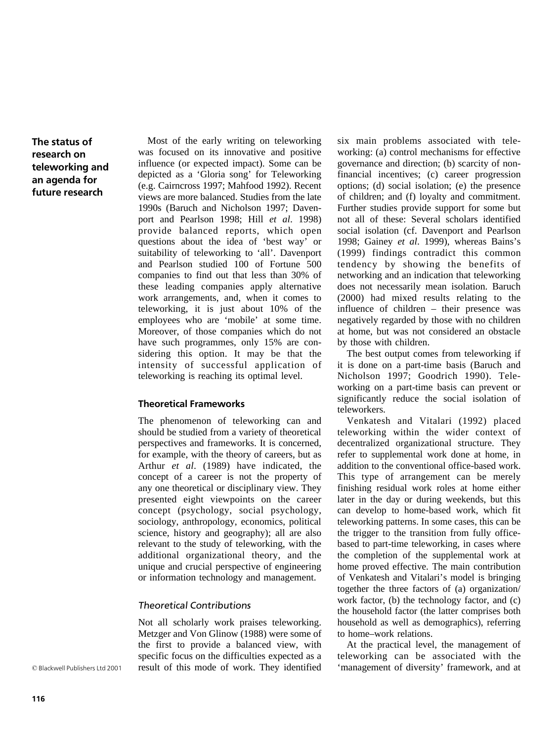## The status of research on teleworking and an agenda for future research

Most of the early writing on teleworking was focused on its innovative and positive influence (or expected impact). Some can be depicted as a 'Gloria song' for Teleworking (e.g. Cairncross 1997; Mahfood 1992). Recent views are more balanced. Studies from the late 1990s (Baruch and Nicholson 1997; Davenport and Pearlson 1998; Hill *et al*. 1998) provide balanced reports, which open questions about the idea of 'best way' or suitability of teleworking to 'all'. Davenport and Pearlson studied 100 of Fortune 500 companies to find out that less than 30% of these leading companies apply alternative work arrangements, and, when it comes to teleworking, it is just about 10% of the employees who are 'mobile' at some time. Moreover, of those companies which do not have such programmes, only 15% are considering this option. It may be that the intensity of successful application of teleworking is reaching its optimal level.

### Theoretical Frameworks

The phenomenon of teleworking can and should be studied from a variety of theoretical perspectives and frameworks. It is concerned, for example, with the theory of careers, but as Arthur *et al*. (1989) have indicated, the concept of a career is not the property of any one theoretical or disciplinary view. They presented eight viewpoints on the career concept (psychology, social psychology, sociology, anthropology, economics, political science, history and geography); all are also relevant to the study of teleworking, with the additional organizational theory, and the unique and crucial perspective of engineering or information technology and management.

#### *Theoretical Contributions*

Not all scholarly work praises teleworking. Metzger and Von Glinow (1988) were some of the first to provide a balanced view, with specific focus on the difficulties expected as a result of this mode of work. They identified six main problems associated with teleworking: (a) control mechanisms for effective governance and direction; (b) scarcity of non-financial incentives; (c) career progression options; (d) social isolation; (e) the presence of children; and (f) loyalty and commitment. Further studies provide support for some but not all of these: Several scholars identified social isolation (cf. Davenport and Pearlson 1998; Gainey *et al*. 1999), whereas Bains's (1999) findings contradict this common tendency by showing the benefits of networking and an indication that teleworking does not necessarily mean isolation. Baruch (2000) had mixed results relating to the influence of children – their presence was negatively regarded by those with no children at home, but was not considered an obstacle by those with children.

The best output comes from teleworking if it is done on a part-time basis (Baruch and Nicholson 1997; Goodrich 1990). Teleworking on a part-time basis can prevent or significantly reduce the social isolation of teleworkers.

Venkatesh and Vitalari (1992) placed teleworking within the wider context of decentralized organizational structure. They refer to supplemental work done at home, in addition to the conventional office-based work. This type of arrangement can be merely finishing residual work roles at home either later in the day or during weekends, but this can develop to home-based work, which fit teleworking patterns. In some cases, this can be the trigger to the transition from fully office-based to part-time teleworking, in cases where the completion of the supplemental work at home proved effective. The main contribution of Venkatesh and Vitalari's model is bringing together the three factors of (a) organization/work factor, (b) the technology factor, and (c) the household factor (the latter comprises both household as well as demographics), referring to home–work relations.

At the practical level, the management of teleworking can be associated with the 'management of diversity' framework, and at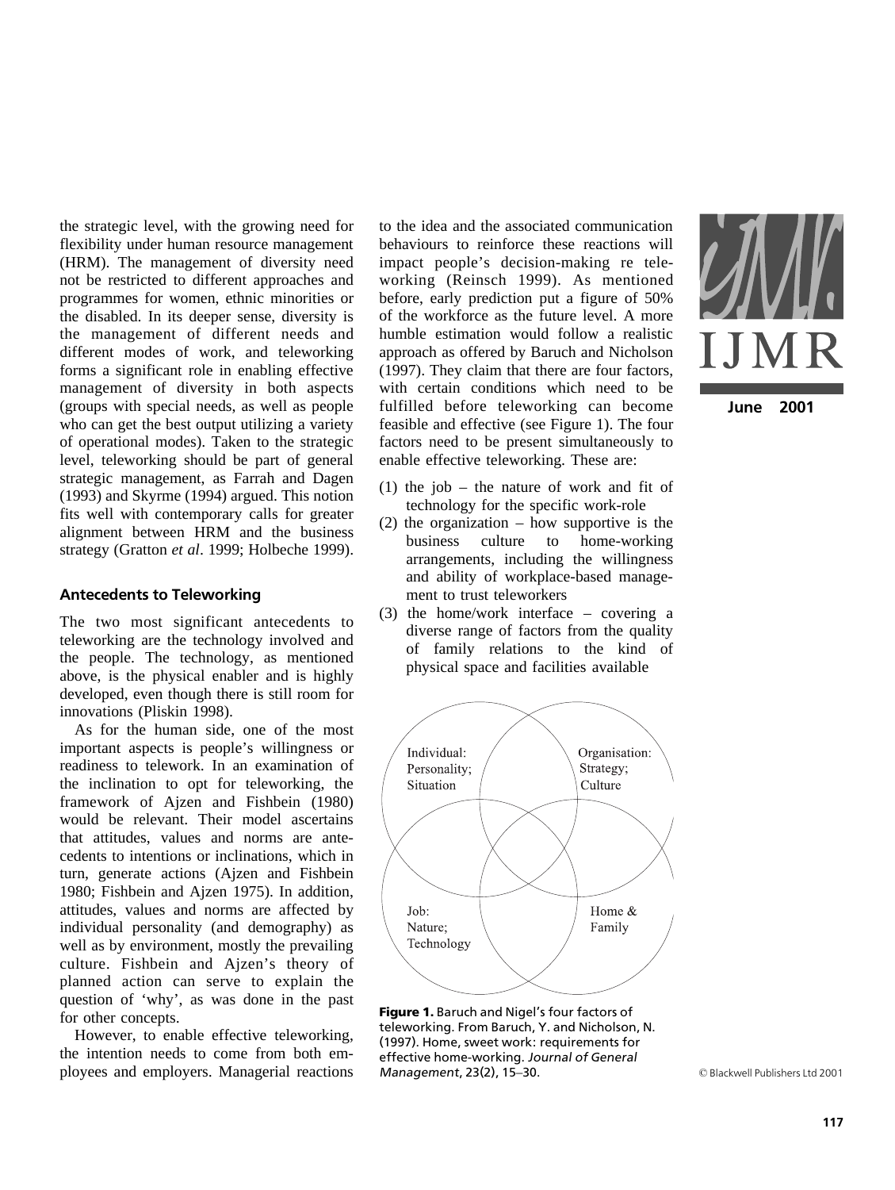the strategic level, with the growing need for flexibility under human resource management (HRM). The management of diversity need not be restricted to different approaches and programmes for women, ethnic minorities or the disabled. In its deeper sense, diversity is the management of different needs and different modes of work, and teleworking forms a significant role in enabling effective management of diversity in both aspects (groups with special needs, as well as people who can get the best output utilizing a variety of operational modes). Taken to the strategic level, teleworking should be part of general strategic management, as Farrah and Dagen (1993) and Skyrme (1994) argued. This notion fits well with contemporary calls for greater alignment between HRM and the business strategy (Gratton *et al*. 1999; Holbeche 1999).

## Antecedents to Teleworking

The two most significant antecedents to teleworking are the technology involved and the people. The technology, as mentioned above, is the physical enabler and is highly developed, even though there is still room for innovations (Pliskin 1998).

As for the human side, one of the most important aspects is people's willingness or readiness to telework. In an examination of the inclination to opt for teleworking, the framework of Ajzen and Fishbein (1980) would be relevant. Their model ascertains that attitudes, values and norms are antecedents to intentions or inclinations, which in turn, generate actions (Ajzen and Fishbein 1980; Fishbein and Ajzen 1975). In addition, attitudes, values and norms are affected by individual personality (and demography) as well as by environment, mostly the prevailing culture. Fishbein and Ajzen's theory of planned action can serve to explain the question of 'why', as was done in the past for other concepts.

However, to enable effective teleworking, the intention needs to come from both employees and employers. Managerial reactions to the idea and the associated communication behaviours to reinforce these reactions will impact people's decision-making re teleworking (Reinsch 1999). As mentioned before, early prediction put a figure of 50% of the workforce as the future level. A more humble estimation would follow a realistic approach as offered by Baruch and Nicholson (1997). They claim that there are four factors, with certain conditions which need to be fulfilled before teleworking can become feasible and effective (see Figure 1). The four factors need to be present simultaneously to enable effective teleworking. These are:

(1) the job – the nature of work and fit of technology for the specific work-role
(2) the organization – how supportive is the business culture to home-working arrangements, including the willingness and ability of workplace-based management to trust teleworkers
(3) the home/work interface – covering a diverse range of factors from the quality of family relations to the kind of physical space and facilities available

Individual: Personality; Situation

Organisation: Strategy; Culture

Job: Nature; Technology

Home & Family

**Figure 1.** Baruch and Nigel's four factors of teleworking. From Baruch, Y. and Nicholson, N. (1997). Home, sweet work: requirements for effective home-working. *Journal of General Management*, 23(2), 15–30.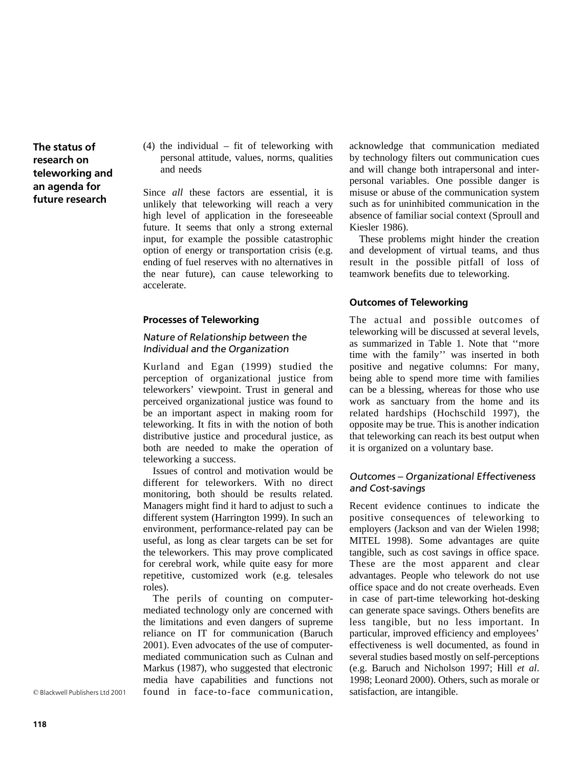(4) the individual – fit of teleworking with personal attitude, values, norms, qualities and needs

Since *all* these factors are essential, it is unlikely that teleworking will reach a very high level of application in the foreseeable future. It seems that only a strong external input, for example the possible catastrophic option of energy or transportation crisis (e.g. ending of fuel reserves with no alternatives in the near future), can cause teleworking to accelerate.

## Processes of Teleworking

### *Nature of Relationship between the Individual and the Organization*

Kurland and Egan (1999) studied the perception of organizational justice from teleworkers' viewpoint. Trust in general and perceived organizational justice was found to be an important aspect in making room for teleworking. It fits in with the notion of both distributive justice and procedural justice, as both are needed to make the operation of teleworking a success.

Issues of control and motivation would be different for teleworkers. With no direct monitoring, both should be results related. Managers might find it hard to adjust to such a different system (Harrington 1999). In such an environment, performance-related pay can be useful, as long as clear targets can be set for the teleworkers. This may prove complicated for cerebral work, while quite easy for more repetitive, customized work (e.g. telesales roles).

The perils of counting on computer-mediated technology only are concerned with the limitations and even dangers of supreme reliance on IT for communication (Baruch 2001). Even advocates of the use of computer-mediated communication such as Culnan and Markus (1987), who suggested that electronic media have capabilities and functions not found in face-to-face communication, acknowledge that communication mediated by technology filters out communication cues and will change both intrapersonal and interpersonal variables. One possible danger is misuse or abuse of the communication system such as for uninhibited communication in the absence of familiar social context (Sproull and Kiesler 1986).

These problems might hinder the creation and development of virtual teams, and thus result in the possible pitfall of loss of teamwork benefits due to teleworking.

## Outcomes of Teleworking

The actual and possible outcomes of teleworking will be discussed at several levels, as summarized in Table 1. Note that ''more time with the family'' was inserted in both positive and negative columns: For many, being able to spend more time with families can be a blessing, whereas for those who use work as sanctuary from the home and its related hardships (Hochschild 1997), the opposite may be true. This is another indication that teleworking can reach its best output when it is organized on a voluntary base.

### *Outcomes – Organizational Effectiveness and Cost-savings*

Recent evidence continues to indicate the positive consequences of teleworking to employers (Jackson and van der Wielen 1998; MITEL 1998). Some advantages are quite tangible, such as cost savings in office space. These are the most apparent and clear advantages. People who telework do not use office space and do not create overheads. Even in case of part-time teleworking hot-desking can generate space savings. Others benefits are less tangible, but no less important. In particular, improved efficiency and employees' effectiveness is well documented, as found in several studies based mostly on self-perceptions (e.g. Baruch and Nicholson 1997; Hill *et al*. 1998; Leonard 2000). Others, such as morale or satisfaction, are intangible.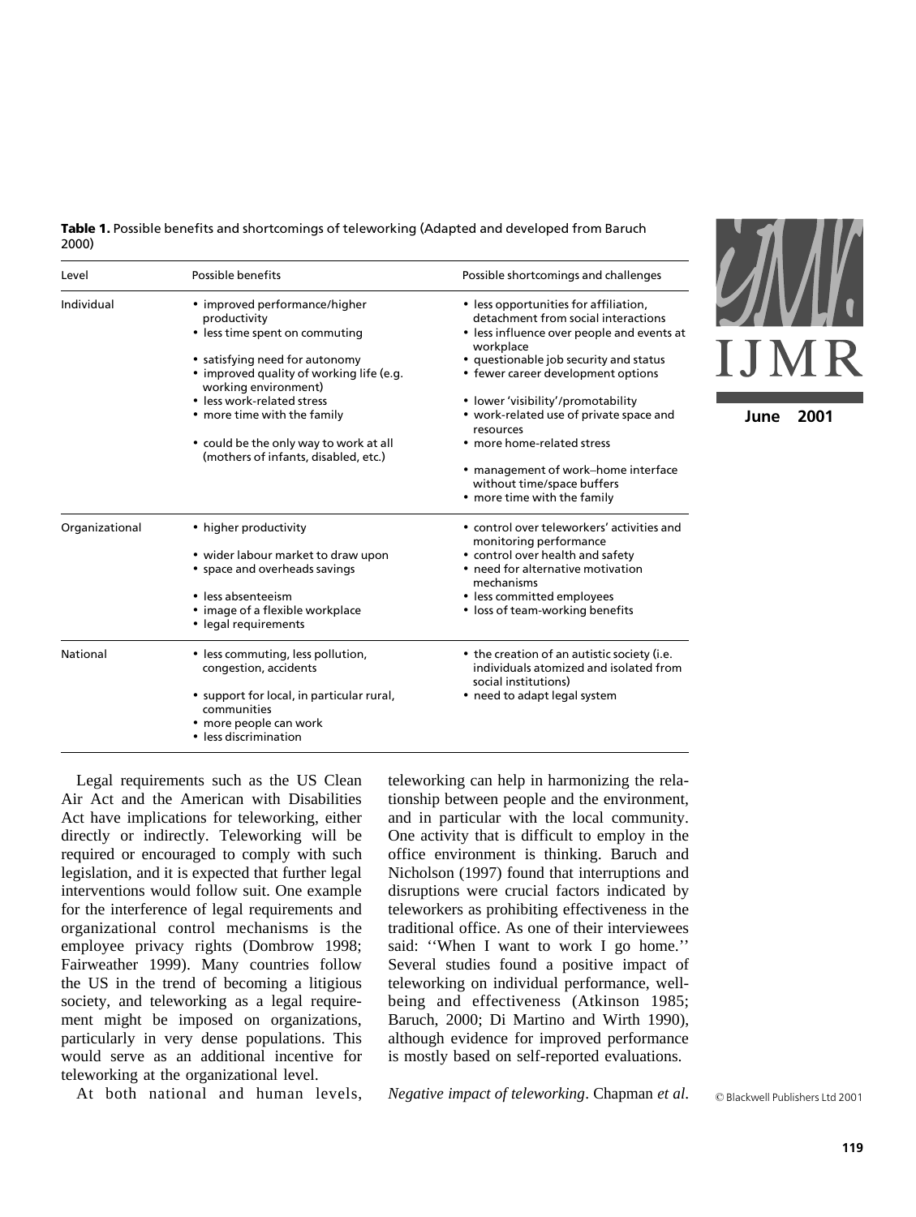**Table 1.** Possible benefits and shortcomings of teleworking (Adapted and developed from Baruch 2000)

| Level | Possible benefits | Possible shortcomings and challenges |
| --- | --- | --- |
| Individual | • improved performance/higher productivity<br>• less time spent on commuting<br>• satisfying need for autonomy<br>• improved quality of working life (e.g. working environment)<br>• less work-related stress<br>• more time with the family<br>• could be the only way to work at all (mothers of infants, disabled, etc.) | • less opportunities for affiliation, detachment from social interactions<br>• less influence over people and events at workplace<br>• questionable job security and status<br>• fewer career development options<br>• lower 'visibility'/promotability<br>• work-related use of private space and resources<br>• more home-related stress<br>• management of work–home interface without time/space buffers<br>• more time with the family |
| Organizational | • higher productivity<br>• wider labour market to draw upon<br>• space and overheads savings<br>• less absenteeism<br>• image of a flexible workplace<br>• legal requirements | • control over teleworkers' activities and monitoring performance<br>• control over health and safety<br>• need for alternative motivation mechanisms<br>• less committed employees<br>• loss of team-working benefits |
| National | • less commuting, less pollution, congestion, accidents<br>• support for local, in particular rural, communities<br>• more people can work<br>• less discrimination | • the creation of an autistic society (i.e. individuals atomized and isolated from social institutions)<br>• need to adapt legal system |

Legal requirements such as the US Clean Air Act and the American with Disabilities Act have implications for teleworking, either directly or indirectly. Teleworking will be required or encouraged to comply with such legislation, and it is expected that further legal interventions would follow suit. One example for the interference of legal requirements and organizational control mechanisms is the employee privacy rights (Dombrow 1998; Fairweather 1999). Many countries follow the US in the trend of becoming a litigious society, and teleworking as a legal requirement might be imposed on organizations, particularly in very dense populations. This would serve as an additional incentive for teleworking at the organizational level.

At both national and human levels, teleworking can help in harmonizing the relationship between people and the environment, and in particular with the local community. One activity that is difficult to employ in the office environment is thinking. Baruch and Nicholson (1997) found that interruptions and disruptions were crucial factors indicated by teleworkers as prohibiting effectiveness in the traditional office. As one of their interviewees said: ''When I want to work I go home.'' Several studies found a positive impact of teleworking on individual performance, well-being and effectiveness (Atkinson 1985; Baruch, 2000; Di Martino and Wirth 1990), although evidence for improved performance is mostly based on self-reported evaluations.

*Negative impact of teleworking*. Chapman *et al.*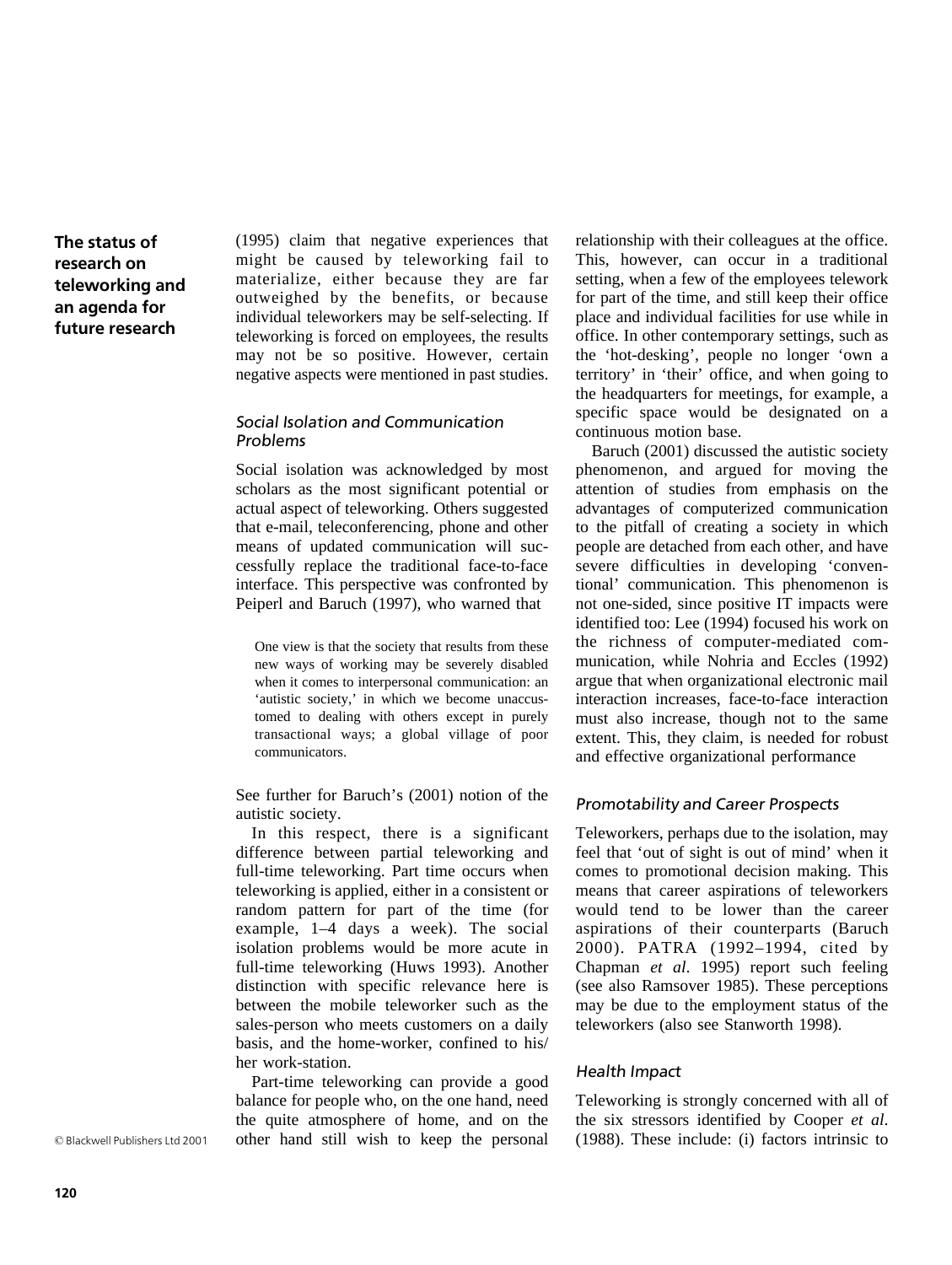(1995) claim that negative experiences that might be caused by teleworking fail to materialize, either because they are far outweighed by the benefits, or because individual teleworkers may be self-selecting. If teleworking is forced on employees, the results may not be so positive. However, certain negative aspects were mentioned in past studies.

### *Social Isolation and Communication Problems*

Social isolation was acknowledged by most scholars as the most significant potential or actual aspect of teleworking. Others suggested that e-mail, teleconferencing, phone and other means of updated communication will successfully replace the traditional face-to-face interface. This perspective was confronted by Peiperl and Baruch (1997), who warned that

> One view is that the society that results from these new ways of working may be severely disabled when it comes to interpersonal communication: an 'autistic society,' in which we become unaccustomed to dealing with others except in purely transactional ways; a global village of poor communicators.

See further for Baruch's (2001) notion of the autistic society.

In this respect, there is a significant difference between partial teleworking and full-time teleworking. Part time occurs when teleworking is applied, either in a consistent or random pattern for part of the time (for example, 1–4 days a week). The social isolation problems would be more acute in full-time teleworking (Huws 1993). Another distinction with specific relevance here is between the mobile teleworker such as the sales-person who meets customers on a daily basis, and the home-worker, confined to his/her work-station.

Part-time teleworking can provide a good balance for people who, on the one hand, need the quite atmosphere of home, and on the other hand still wish to keep the personal relationship with their colleagues at the office. This, however, can occur in a traditional setting, when a few of the employees telework for part of the time, and still keep their office place and individual facilities for use while in office. In other contemporary settings, such as the 'hot-desking', people no longer 'own a territory' in 'their' office, and when going to the headquarters for meetings, for example, a specific space would be designated on a continuous motion base.

Baruch (2001) discussed the autistic society phenomenon, and argued for moving the attention of studies from emphasis on the advantages of computerized communication to the pitfall of creating a society in which people are detached from each other, and have severe difficulties in developing 'conventional' communication. This phenomenon is not one-sided, since positive IT impacts were identified too: Lee (1994) focused his work on the richness of computer-mediated communication, while Nohria and Eccles (1992) argue that when organizational electronic mail interaction increases, face-to-face interaction must also increase, though not to the same extent. This, they claim, is needed for robust and effective organizational performance

### *Promotability and Career Prospects*

Teleworkers, perhaps due to the isolation, may feel that 'out of sight is out of mind' when it comes to promotional decision making. This means that career aspirations of teleworkers would tend to be lower than the career aspirations of their counterparts (Baruch 2000). PATRA (1992–1994, cited by Chapman *et al*. 1995) report such feeling (see also Ramsover 1985). These perceptions may be due to the employment status of the teleworkers (also see Stanworth 1998).

### *Health Impact*

Teleworking is strongly concerned with all of the six stressors identified by Cooper *et al*. (1988). These include: (i) factors intrinsic to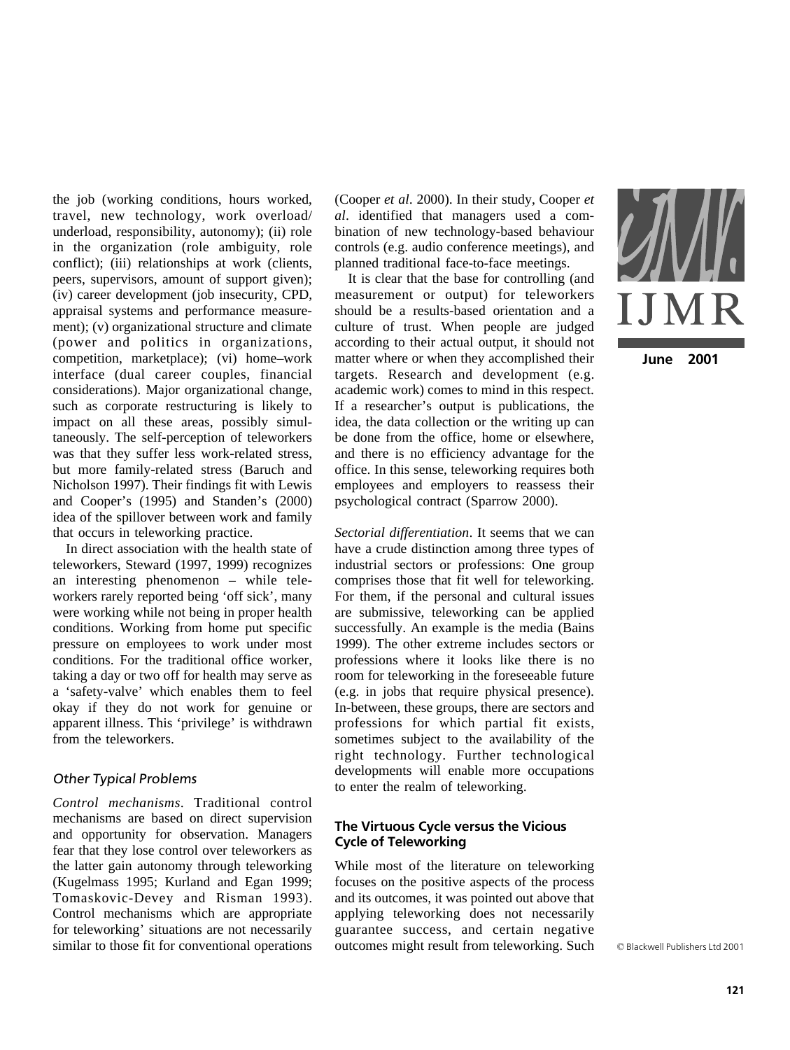the job (working conditions, hours worked, travel, new technology, work overload/underload, responsibility, autonomy); (ii) role in the organization (role ambiguity, role conflict); (iii) relationships at work (clients, peers, supervisors, amount of support given); (iv) career development (job insecurity, CPD, appraisal systems and performance measurement); (v) organizational structure and climate (power and politics in organizations, competition, marketplace); (vi) home–work interface (dual career couples, financial considerations). Major organizational change, such as corporate restructuring is likely to impact on all these areas, possibly simultaneously. The self-perception of teleworkers was that they suffer less work-related stress, but more family-related stress (Baruch and Nicholson 1997). Their findings fit with Lewis and Cooper's (1995) and Standen's (2000) idea of the spillover between work and family that occurs in teleworking practice.

In direct association with the health state of teleworkers, Steward (1997, 1999) recognizes an interesting phenomenon – while teleworkers rarely reported being 'off sick', many were working while not being in proper health conditions. Working from home put specific pressure on employees to work under most conditions. For the traditional office worker, taking a day or two off for health may serve as a 'safety-valve' which enables them to feel okay if they do not work for genuine or apparent illness. This 'privilege' is withdrawn from the teleworkers.

### Other Typical Problems

*Control mechanisms*. Traditional control mechanisms are based on direct supervision and opportunity for observation. Managers fear that they lose control over teleworkers as the latter gain autonomy through teleworking (Kugelmass 1995; Kurland and Egan 1999; Tomaskovic-Devey and Risman 1993). Control mechanisms which are appropriate for teleworking' situations are not necessarily similar to those fit for conventional operations (Cooper *et al*. 2000). In their study, Cooper *et al*. identified that managers used a combination of new technology-based behaviour controls (e.g. audio conference meetings), and planned traditional face-to-face meetings.

It is clear that the base for controlling (and measurement or output) for teleworkers should be a results-based orientation and a culture of trust. When people are judged according to their actual output, it should not matter where or when they accomplished their targets. Research and development (e.g. academic work) comes to mind in this respect. If a researcher's output is publications, the idea, the data collection or the writing up can be done from the office, home or elsewhere, and there is no efficiency advantage for the office. In this sense, teleworking requires both employees and employers to reassess their psychological contract (Sparrow 2000).

*Sectorial differentiation*. It seems that we can have a crude distinction among three types of industrial sectors or professions: One group comprises those that fit well for teleworking. For them, if the personal and cultural issues are submissive, teleworking can be applied successfully. An example is the media (Bains 1999). The other extreme includes sectors or professions where it looks like there is no room for teleworking in the foreseeable future (e.g. in jobs that require physical presence). In-between, these groups, there are sectors and professions for which partial fit exists, sometimes subject to the availability of the right technology. Further technological developments will enable more occupations to enter the realm of teleworking.

## The Virtuous Cycle versus the Vicious Cycle of Teleworking

While most of the literature on teleworking focuses on the positive aspects of the process and its outcomes, it was pointed out above that applying teleworking does not necessarily guarantee success, and certain negative outcomes might result from teleworking. Such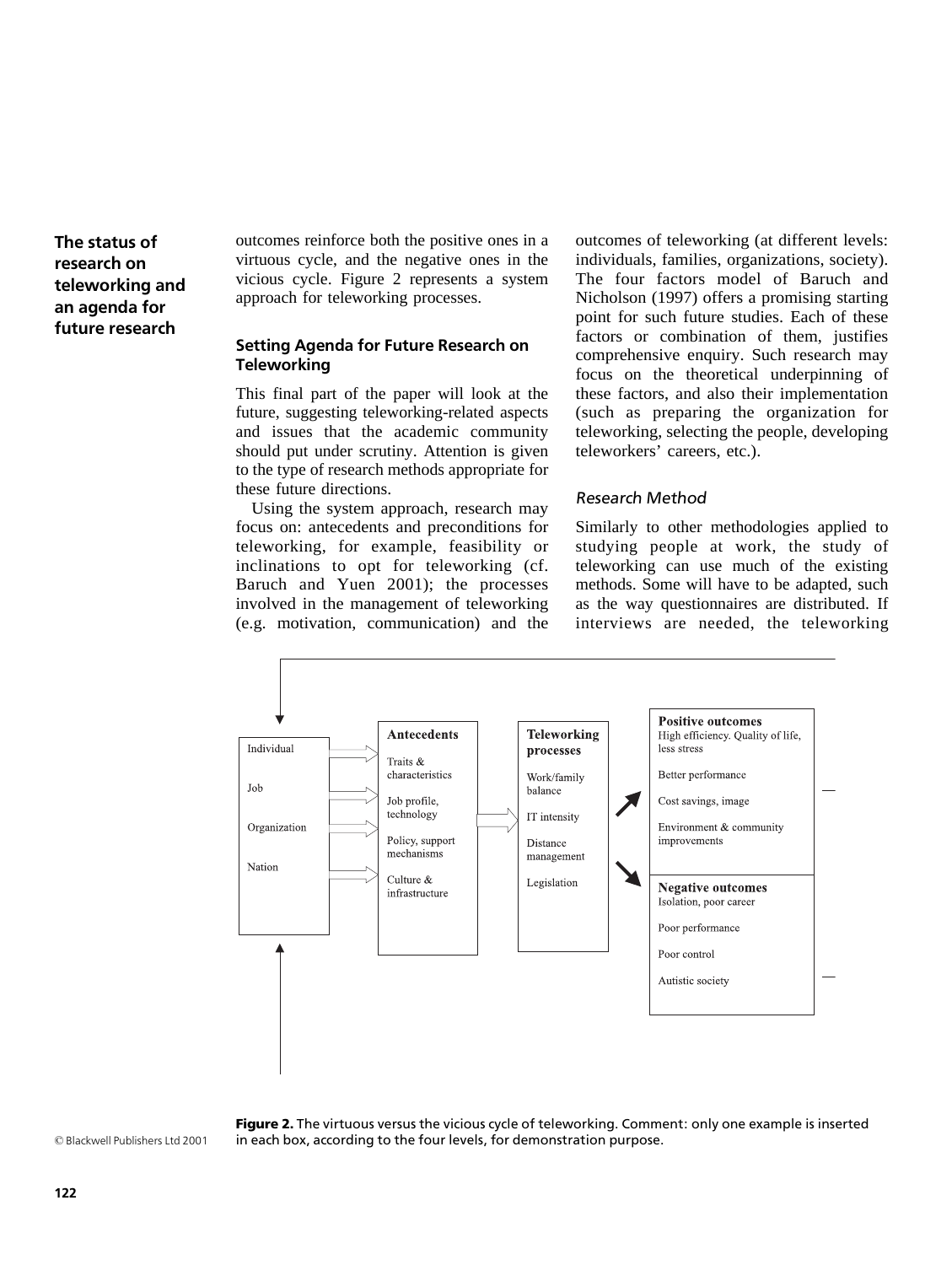outcomes reinforce both the positive ones in a virtuous cycle, and the negative ones in the vicious cycle. Figure 2 represents a system approach for teleworking processes.

## Setting Agenda for Future Research on Teleworking

This final part of the paper will look at the future, suggesting teleworking-related aspects and issues that the academic community should put under scrutiny. Attention is given to the type of research methods appropriate for these future directions.

Using the system approach, research may focus on: antecedents and preconditions for teleworking, for example, feasibility or inclinations to opt for teleworking (cf. Baruch and Yuen 2001); the processes involved in the management of teleworking (e.g. motivation, communication) and the outcomes of teleworking (at different levels: individuals, families, organizations, society). The four factors model of Baruch and Nicholson (1997) offers a promising starting point for such future studies. Each of these factors or combination of them, justifies comprehensive enquiry. Such research may focus on the theoretical underpinning of these factors, and also their implementation (such as preparing the organization for teleworking, selecting the people, developing teleworkers' careers, etc.).

### *Research Method*

Similarly to other methodologies applied to studying people at work, the study of teleworking can use much of the existing methods. Some will have to be adapted, such as the way questionnaires are distributed. If interviews are needed, the teleworking

| Level | Antecedents | Teleworking processes | Outcomes |
|---|---|---|---|
| Individual | Traits & characteristics | Work/family balance | **Positive outcomes:** High efficiency. Quality of life, less stress / **Negative outcomes:** Isolation, poor career |
| Job | Job profile, technology | IT intensity | **Positive outcomes:** Better performance / **Negative outcomes:** Poor performance |
| Organization | Policy, support mechanisms | Distance management | **Positive outcomes:** Cost savings, image / **Negative outcomes:** Poor control |
| Nation | Culture & infrastructure | Legislation | **Positive outcomes:** Environment & community improvements / **Negative outcomes:** Autistic society |

**Figure 2.** The virtuous versus the vicious cycle of teleworking. Comment: only one example is inserted in each box, according to the four levels, for demonstration purpose.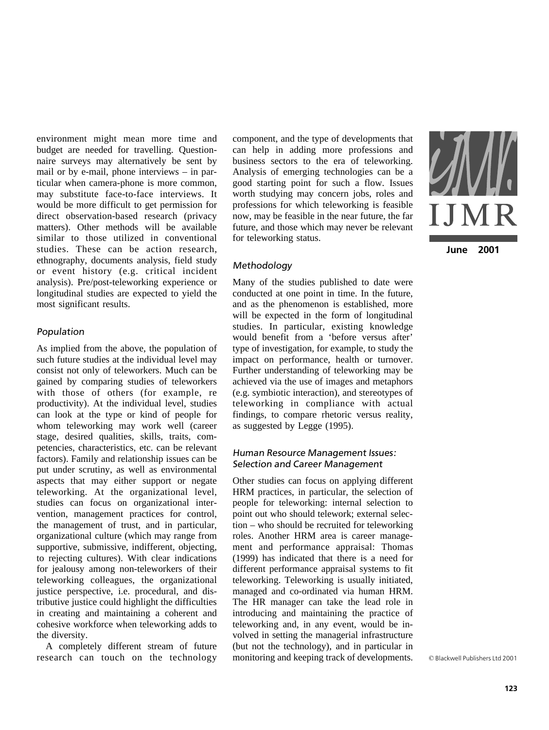environment might mean more time and budget are needed for travelling. Questionnaire surveys may alternatively be sent by mail or by e-mail, phone interviews – in particular when camera-phone is more common, may substitute face-to-face interviews. It would be more difficult to get permission for direct observation-based research (privacy matters). Other methods will be available similar to those utilized in conventional studies. These can be action research, ethnography, documents analysis, field study or event history (e.g. critical incident analysis). Pre/post-teleworking experience or longitudinal studies are expected to yield the most significant results.

### *Population*

As implied from the above, the population of such future studies at the individual level may consist not only of teleworkers. Much can be gained by comparing studies of teleworkers with those of others (for example, re productivity). At the individual level, studies can look at the type or kind of people for whom teleworking may work well (career stage, desired qualities, skills, traits, competencies, characteristics, etc. can be relevant factors). Family and relationship issues can be put under scrutiny, as well as environmental aspects that may either support or negate teleworking. At the organizational level, studies can focus on organizational intervention, management practices for control, the management of trust, and in particular, organizational culture (which may range from supportive, submissive, indifferent, objecting, to rejecting cultures). With clear indications for jealousy among non-teleworkers of their teleworking colleagues, the organizational justice perspective, i.e. procedural, and distributive justice could highlight the difficulties in creating and maintaining a coherent and cohesive workforce when teleworking adds to the diversity.

A completely different stream of future research can touch on the technology component, and the type of developments that can help in adding more professions and business sectors to the era of teleworking. Analysis of emerging technologies can be a good starting point for such a flow. Issues worth studying may concern jobs, roles and professions for which teleworking is feasible now, may be feasible in the near future, the far future, and those which may never be relevant for teleworking status.

### *Methodology*

Many of the studies published to date were conducted at one point in time. In the future, and as the phenomenon is established, more will be expected in the form of longitudinal studies. In particular, existing knowledge would benefit from a 'before versus after' type of investigation, for example, to study the impact on performance, health or turnover. Further understanding of teleworking may be achieved via the use of images and metaphors (e.g. symbiotic interaction), and stereotypes of teleworking in compliance with actual findings, to compare rhetoric versus reality, as suggested by Legge (1995).

### *Human Resource Management Issues: Selection and Career Management*

Other studies can focus on applying different HRM practices, in particular, the selection of people for teleworking: internal selection to point out who should telework; external selection – who should be recruited for teleworking roles. Another HRM area is career management and performance appraisal: Thomas (1999) has indicated that there is a need for different performance appraisal systems to fit teleworking. Teleworking is usually initiated, managed and co-ordinated via human HRM. The HR manager can take the lead role in introducing and maintaining the practice of teleworking and, in any event, would be involved in setting the managerial infrastructure (but not the technology), and in particular in monitoring and keeping track of developments.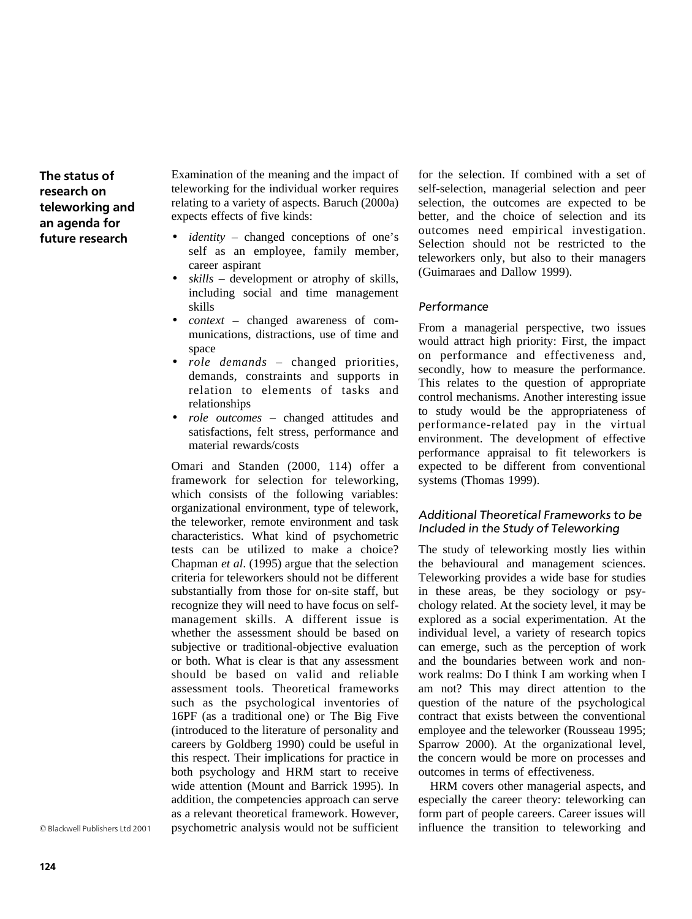Examination of the meaning and the impact of teleworking for the individual worker requires relating to a variety of aspects. Baruch (2000a) expects effects of five kinds:

- *identity* – changed conceptions of one's self as an employee, family member, career aspirant
- *skills* – development or atrophy of skills, including social and time management skills
- *context* – changed awareness of communications, distractions, use of time and space
- *role demands* – changed priorities, demands, constraints and supports in relation to elements of tasks and relationships
- *role outcomes* – changed attitudes and satisfactions, felt stress, performance and material rewards/costs

Omari and Standen (2000, 114) offer a framework for selection for teleworking, which consists of the following variables: organizational environment, type of telework, the teleworker, remote environment and task characteristics. What kind of psychometric tests can be utilized to make a choice? Chapman *et al*. (1995) argue that the selection criteria for teleworkers should not be different substantially from those for on-site staff, but recognize they will need to have focus on self-management skills. A different issue is whether the assessment should be based on subjective or traditional-objective evaluation or both. What is clear is that any assessment should be based on valid and reliable assessment tools. Theoretical frameworks such as the psychological inventories of 16PF (as a traditional one) or The Big Five (introduced to the literature of personality and careers by Goldberg 1990) could be useful in this respect. Their implications for practice in both psychology and HRM start to receive wide attention (Mount and Barrick 1995). In addition, the competencies approach can serve as a relevant theoretical framework. However, psychometric analysis would not be sufficient for the selection. If combined with a set of self-selection, managerial selection and peer selection, the outcomes are expected to be better, and the choice of selection and its outcomes need empirical investigation. Selection should not be restricted to the teleworkers only, but also to their managers (Guimaraes and Dallow 1999).

### *Performance*

From a managerial perspective, two issues would attract high priority: First, the impact on performance and effectiveness and, secondly, how to measure the performance. This relates to the question of appropriate control mechanisms. Another interesting issue to study would be the appropriateness of performance-related pay in the virtual environment. The development of effective performance appraisal to fit teleworkers is expected to be different from conventional systems (Thomas 1999).

### *Additional Theoretical Frameworks to be Included in the Study of Teleworking*

The study of teleworking mostly lies within the behavioural and management sciences. Teleworking provides a wide base for studies in these areas, be they sociology or psychology related. At the society level, it may be explored as a social experimentation. At the individual level, a variety of research topics can emerge, such as the perception of work and the boundaries between work and non-work realms: Do I think I am working when I am not? This may direct attention to the question of the nature of the psychological contract that exists between the conventional employee and the teleworker (Rousseau 1995; Sparrow 2000). At the organizational level, the concern would be more on processes and outcomes in terms of effectiveness.

HRM covers other managerial aspects, and especially the career theory: teleworking can form part of people careers. Career issues will influence the transition to teleworking and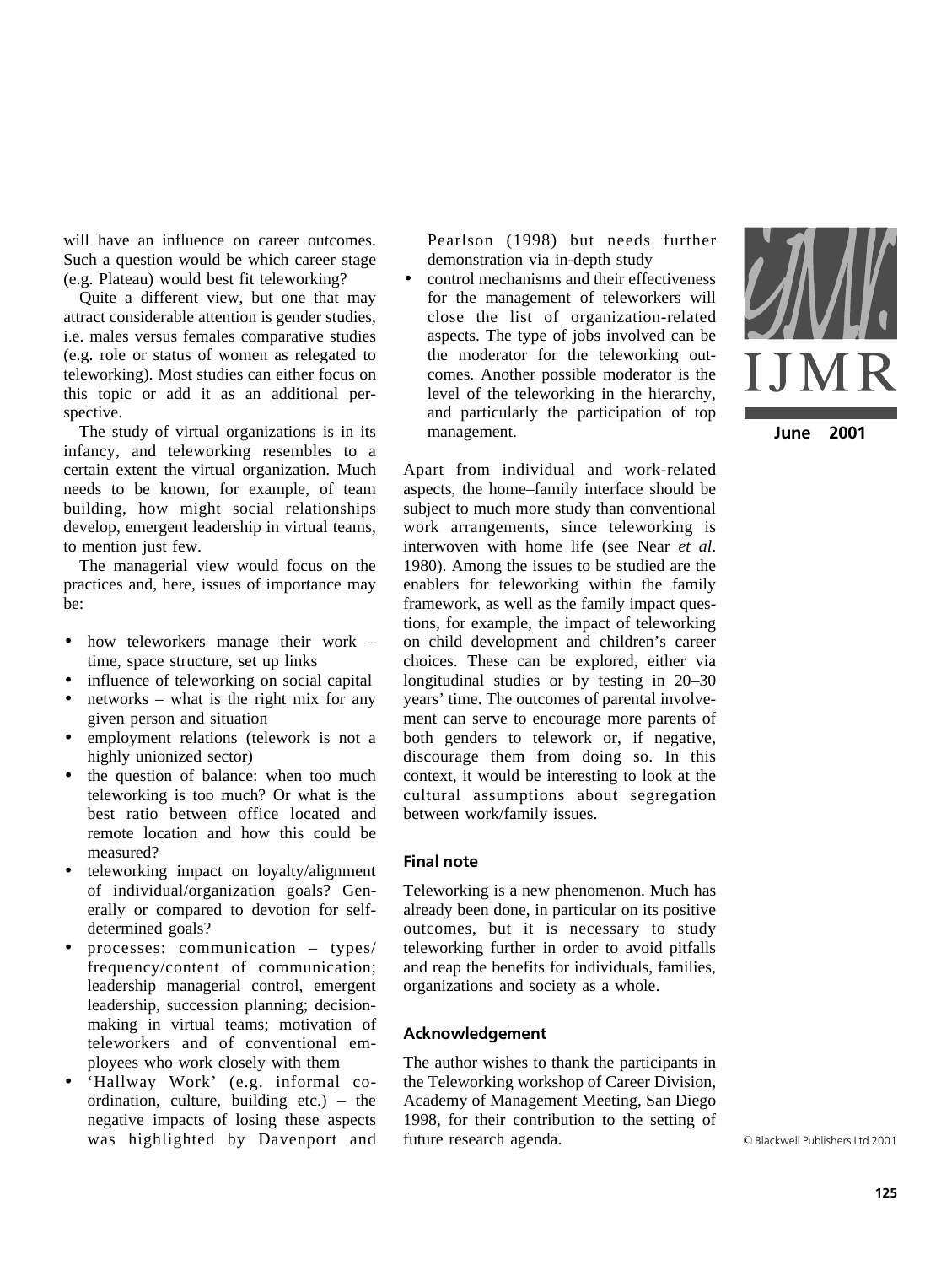will have an influence on career outcomes. Such a question would be which career stage (e.g. Plateau) would best fit teleworking?

Quite a different view, but one that may attract considerable attention is gender studies, i.e. males versus females comparative studies (e.g. role or status of women as relegated to teleworking). Most studies can either focus on this topic or add it as an additional perspective.

The study of virtual organizations is in its infancy, and teleworking resembles to a certain extent the virtual organization. Much needs to be known, for example, of team building, how might social relationships develop, emergent leadership in virtual teams, to mention just few.

The managerial view would focus on the practices and, here, issues of importance may be:

- how teleworkers manage their work – time, space structure, set up links
- influence of teleworking on social capital
- networks – what is the right mix for any given person and situation
- employment relations (telework is not a highly unionized sector)
- the question of balance: when too much teleworking is too much? Or what is the best ratio between office located and remote location and how this could be measured?
- teleworking impact on loyalty/alignment of individual/organization goals? Generally or compared to devotion for self-determined goals?
- processes: communication – types/frequency/content of communication; leadership managerial control, emergent leadership, succession planning; decision-making in virtual teams; motivation of teleworkers and of conventional employees who work closely with them
- 'Hallway Work' (e.g. informal co-ordination, culture, building etc.) – the negative impacts of losing these aspects was highlighted by Davenport and Pearlson (1998) but needs further demonstration via in-depth study
- control mechanisms and their effectiveness for the management of teleworkers will close the list of organization-related aspects. The type of jobs involved can be the moderator for the teleworking outcomes. Another possible moderator is the level of the teleworking in the hierarchy, and particularly the participation of top management.

Apart from individual and work-related aspects, the home–family interface should be subject to much more study than conventional work arrangements, since teleworking is interwoven with home life (see Near *et al.* 1980). Among the issues to be studied are the enablers for teleworking within the family framework, as well as the family impact questions, for example, the impact of teleworking on child development and children's career choices. These can be explored, either via longitudinal studies or by testing in 20–30 years' time. The outcomes of parental involvement can serve to encourage more parents of both genders to telework or, if negative, discourage them from doing so. In this context, it would be interesting to look at the cultural assumptions about segregation between work/family issues.

## Final note

Teleworking is a new phenomenon. Much has already been done, in particular on its positive outcomes, but it is necessary to study teleworking further in order to avoid pitfalls and reap the benefits for individuals, families, organizations and society as a whole.

## Acknowledgement

The author wishes to thank the participants in the Teleworking workshop of Career Division, Academy of Management Meeting, San Diego 1998, for their contribution to the setting of future research agenda.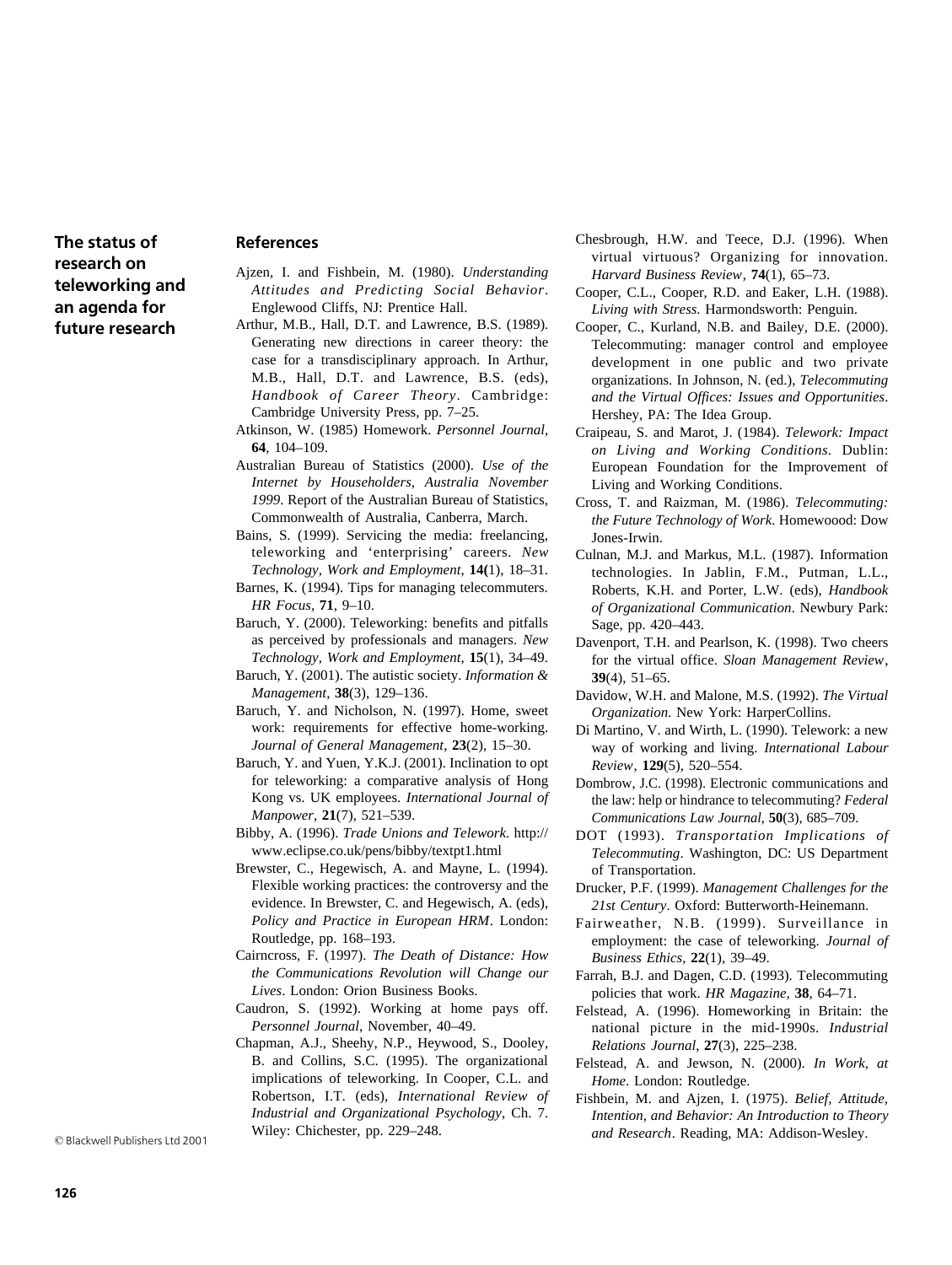## References

Ajzen, I. and Fishbein, M. (1980). *Understanding Attitudes and Predicting Social Behavior*. Englewood Cliffs, NJ: Prentice Hall.

Arthur, M.B., Hall, D.T. and Lawrence, B.S. (1989). Generating new directions in career theory: the case for a transdisciplinary approach. In Arthur, M.B., Hall, D.T. and Lawrence, B.S. (eds), *Handbook of Career Theory*. Cambridge: Cambridge University Press, pp. 7–25.

Atkinson, W. (1985) Homework. *Personnel Journal*, **64**, 104–109.

Australian Bureau of Statistics (2000). *Use of the Internet by Householders, Australia November 1999*. Report of the Australian Bureau of Statistics, Commonwealth of Australia, Canberra, March.

Bains, S. (1999). Servicing the media: freelancing, teleworking and 'enterprising' careers. *New Technology, Work and Employment*, **14(**1), 18–31.

Barnes, K. (1994). Tips for managing telecommuters. *HR Focus*, **71**, 9–10.

Baruch, Y. (2000). Teleworking: benefits and pitfalls as perceived by professionals and managers. *New Technology, Work and Employment*, **15**(1), 34–49.

Baruch, Y. (2001). The autistic society. *Information & Management*, **38**(3), 129–136.

Baruch, Y. and Nicholson, N. (1997). Home, sweet work: requirements for effective home-working. *Journal of General Management*, **23**(2), 15–30.

Baruch, Y. and Yuen, Y.K.J. (2001). Inclination to opt for teleworking: a comparative analysis of Hong Kong vs. UK employees. *International Journal of Manpower*, **21**(7), 521–539.

Bibby, A. (1996). *Trade Unions and Telework*. http://www.eclipse.co.uk/pens/bibby/textpt1.html

Brewster, C., Hegewisch, A. and Mayne, L. (1994). Flexible working practices: the controversy and the evidence. In Brewster, C. and Hegewisch, A. (eds), *Policy and Practice in European HRM*. London: Routledge, pp. 168–193.

Cairncross, F. (1997). *The Death of Distance: How the Communications Revolution will Change our Lives*. London: Orion Business Books.

Caudron, S. (1992). Working at home pays off. *Personnel Journal*, November, 40–49.

Chapman, A.J., Sheehy, N.P., Heywood, S., Dooley, B. and Collins, S.C. (1995). The organizational implications of teleworking. In Cooper, C.L. and Robertson, I.T. (eds), *International Review of Industrial and Organizational Psychology*, Ch. 7. Wiley: Chichester, pp. 229–248.

Chesbrough, H.W. and Teece, D.J. (1996). When virtual virtuous? Organizing for innovation. *Harvard Business Review*, **74**(1), 65–73.

Cooper, C.L., Cooper, R.D. and Eaker, L.H. (1988). *Living with Stress*. Harmondsworth: Penguin.

Cooper, C., Kurland, N.B. and Bailey, D.E. (2000). Telecommuting: manager control and employee development in one public and two private organizations. In Johnson, N. (ed.), *Telecommuting and the Virtual Offices: Issues and Opportunities*. Hershey, PA: The Idea Group.

Craipeau, S. and Marot, J. (1984). *Telework: Impact on Living and Working Conditions*. Dublin: European Foundation for the Improvement of Living and Working Conditions.

Cross, T. and Raizman, M. (1986). *Telecommuting: the Future Technology of Work*. Homewoood: Dow Jones-Irwin.

Culnan, M.J. and Markus, M.L. (1987). Information technologies. In Jablin, F.M., Putman, L.L., Roberts, K.H. and Porter, L.W. (eds), *Handbook of Organizational Communication*. Newbury Park: Sage, pp. 420–443.

Davenport, T.H. and Pearlson, K. (1998). Two cheers for the virtual office. *Sloan Management Review*, **39**(4), 51–65.

Davidow, W.H. and Malone, M.S. (1992). *The Virtual Organization*. New York: HarperCollins.

Di Martino, V. and Wirth, L. (1990). Telework: a new way of working and living. *International Labour Review*, **129**(5), 520–554.

Dombrow, J.C. (1998). Electronic communications and the law: help or hindrance to telecommuting? *Federal Communications Law Journal*, **50**(3), 685–709.

DOT (1993). *Transportation Implications of Telecommuting*. Washington, DC: US Department of Transportation.

Drucker, P.F. (1999). *Management Challenges for the 21st Century*. Oxford: Butterworth-Heinemann.

Fairweather, N.B. (1999). Surveillance in employment: the case of teleworking. *Journal of Business Ethics*, **22**(1), 39–49.

Farrah, B.J. and Dagen, C.D. (1993). Telecommuting policies that work. *HR Magazine*, **38**, 64–71.

Felstead, A. (1996). Homeworking in Britain: the national picture in the mid-1990s. *Industrial Relations Journal*, **27**(3), 225–238.

Felstead, A. and Jewson, N. (2000). *In Work, at Home*. London: Routledge.

Fishbein, M. and Ajzen, I. (1975). *Belief, Attitude, Intention, and Behavior: An Introduction to Theory and Research*. Reading, MA: Addison-Wesley.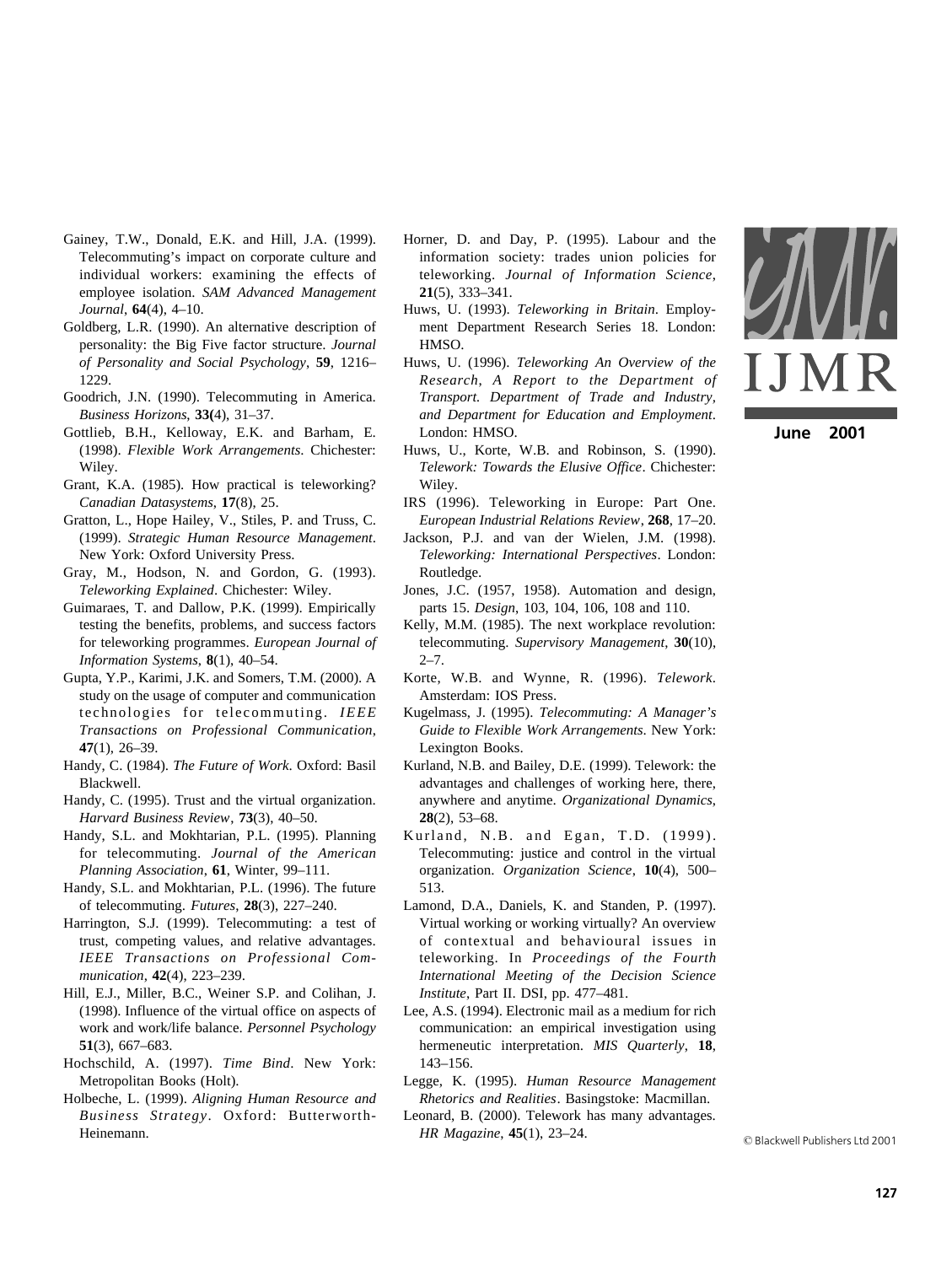Gainey, T.W., Donald, E.K. and Hill, J.A. (1999). Telecommuting's impact on corporate culture and individual workers: examining the effects of employee isolation. *SAM Advanced Management Journal*, **64**(4), 4–10.

Goldberg, L.R. (1990). An alternative description of personality: the Big Five factor structure. *Journal of Personality and Social Psychology*, **59**, 1216–1229.

Goodrich, J.N. (1990). Telecommuting in America. *Business Horizons*, **33(**4), 31–37.

Gottlieb, B.H., Kelloway, E.K. and Barham, E. (1998). *Flexible Work Arrangements*. Chichester: Wiley.

Grant, K.A. (1985). How practical is teleworking? *Canadian Datasystems*, **17**(8), 25.

Gratton, L., Hope Hailey, V., Stiles, P. and Truss, C. (1999). *Strategic Human Resource Management*. New York: Oxford University Press.

Gray, M., Hodson, N. and Gordon, G. (1993). *Teleworking Explained*. Chichester: Wiley.

Guimaraes, T. and Dallow, P.K. (1999). Empirically testing the benefits, problems, and success factors for teleworking programmes. *European Journal of Information Systems*, **8**(1), 40–54.

Gupta, Y.P., Karimi, J.K. and Somers, T.M. (2000). A study on the usage of computer and communication technologies for telecommuting. *IEEE Transactions on Professional Communication*, **47**(1), 26–39.

Handy, C. (1984). *The Future of Work*. Oxford: Basil Blackwell.

Handy, C. (1995). Trust and the virtual organization. *Harvard Business Review*, **73**(3), 40–50.

Handy, S.L. and Mokhtarian, P.L. (1995). Planning for telecommuting. *Journal of the American Planning Association*, **61**, Winter, 99–111.

Handy, S.L. and Mokhtarian, P.L. (1996). The future of telecommuting. *Futures*, **28**(3), 227–240.

Harrington, S.J. (1999). Telecommuting: a test of trust, competing values, and relative advantages. *IEEE Transactions on Professional Communication*, **42**(4), 223–239.

Hill, E.J., Miller, B.C., Weiner S.P. and Colihan, J. (1998). Influence of the virtual office on aspects of work and work/life balance. *Personnel Psychology* **51**(3), 667–683.

Hochschild, A. (1997). *Time Bind*. New York: Metropolitan Books (Holt).

Holbeche, L. (1999). *Aligning Human Resource and Business Strategy*. Oxford: Butterworth-Heinemann.

Horner, D. and Day, P. (1995). Labour and the information society: trades union policies for teleworking. *Journal of Information Science*, **21**(5), 333–341.

Huws, U. (1993). *Teleworking in Britain*. Employment Department Research Series 18. London: HMSO.

Huws, U. (1996). *Teleworking An Overview of the Research, A Report to the Department of Transport. Department of Trade and Industry, and Department for Education and Employment*. London: HMSO.

Huws, U., Korte, W.B. and Robinson, S. (1990). *Telework: Towards the Elusive Office*. Chichester: Wiley.

IRS (1996). Teleworking in Europe: Part One. *European Industrial Relations Review*, **268**, 17–20.

Jackson, P.J. and van der Wielen, J.M. (1998). *Teleworking: International Perspectives*. London: Routledge.

Jones, J.C. (1957, 1958). Automation and design, parts 15. *Design*, 103, 104, 106, 108 and 110.

Kelly, M.M. (1985). The next workplace revolution: telecommuting. *Supervisory Management*, **30**(10), 2–7.

Korte, W.B. and Wynne, R. (1996). *Telework*. Amsterdam: IOS Press.

Kugelmass, J. (1995). *Telecommuting: A Manager's Guide to Flexible Work Arrangements*. New York: Lexington Books.

Kurland, N.B. and Bailey, D.E. (1999). Telework: the advantages and challenges of working here, there, anywhere and anytime. *Organizational Dynamics*, **28**(2), 53–68.

Kurland, N.B. and Egan, T.D. (1999). Telecommuting: justice and control in the virtual organization. *Organization Science*, **10**(4), 500–513.

Lamond, D.A., Daniels, K. and Standen, P. (1997). Virtual working or working virtually? An overview of contextual and behavioural issues in teleworking. In *Proceedings of the Fourth International Meeting of the Decision Science Institute*, Part II. DSI, pp. 477–481.

Lee, A.S. (1994). Electronic mail as a medium for rich communication: an empirical investigation using hermeneutic interpretation. *MIS Quarterly*, **18**, 143–156.

Legge, K. (1995). *Human Resource Management Rhetorics and Realities*. Basingstoke: Macmillan.

Leonard, B. (2000). Telework has many advantages. *HR Magazine*, **45**(1), 23–24.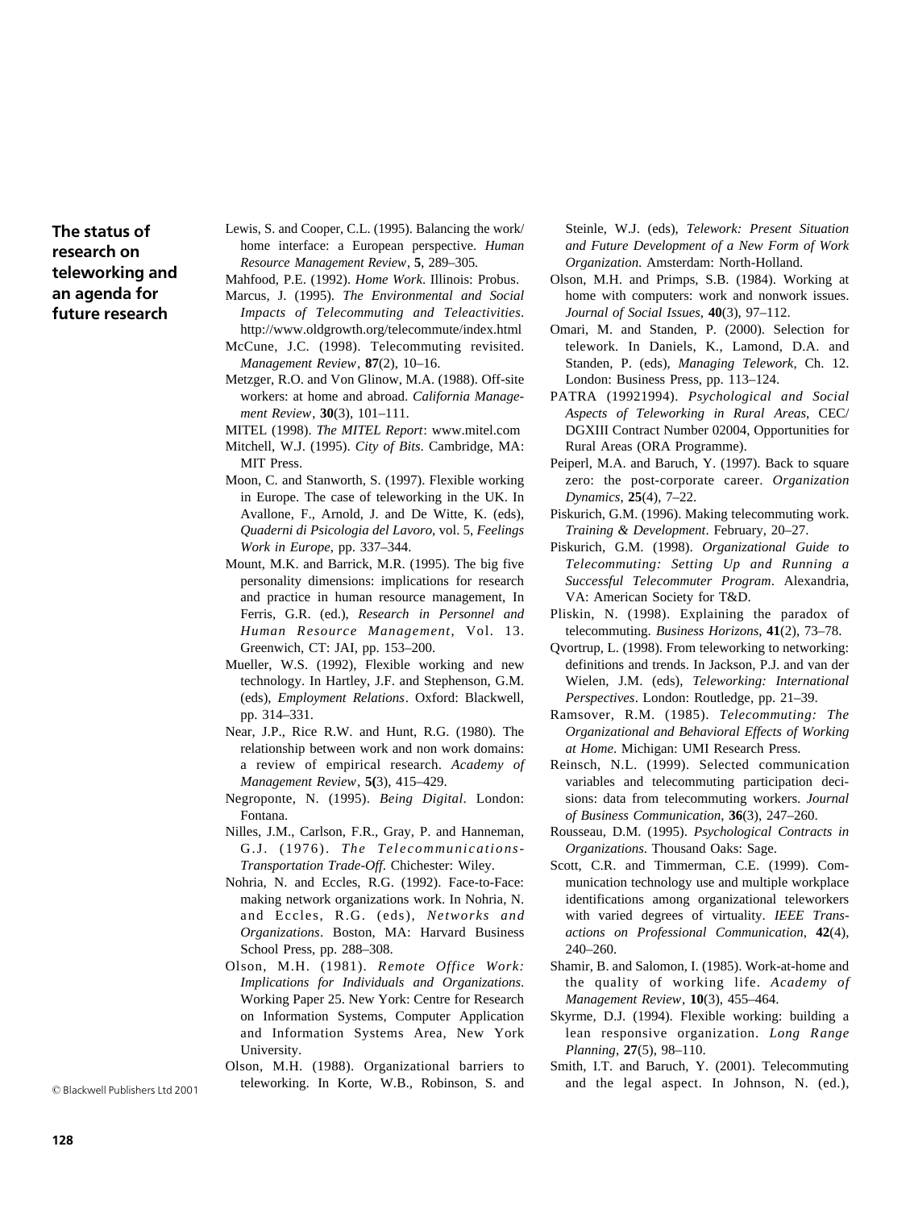Lewis, S. and Cooper, C.L. (1995). Balancing the work/home interface: a European perspective. *Human Resource Management Review*, **5**, 289–305.

Mahfood, P.E. (1992). *Home Work*. Illinois: Probus.

Marcus, J. (1995). *The Environmental and Social Impacts of Telecommuting and Teleactivities*. http://www.oldgrowth.org/telecommute/index.html

McCune, J.C. (1998). Telecommuting revisited. *Management Review*, **87**(2), 10–16.

Metzger, R.O. and Von Glinow, M.A. (1988). Off-site workers: at home and abroad. *California Management Review*, **30**(3), 101–111.

MITEL (1998). *The MITEL Report*: www.mitel.com

Mitchell, W.J. (1995). *City of Bits*. Cambridge, MA: MIT Press.

Moon, C. and Stanworth, S. (1997). Flexible working in Europe. The case of teleworking in the UK. In Avallone, F., Arnold, J. and De Witte, K. (eds), *Quaderni di Psicologia del Lavoro*, vol. 5, *Feelings Work in Europe*, pp. 337–344.

Mount, M.K. and Barrick, M.R. (1995). The big five personality dimensions: implications for research and practice in human resource management, In Ferris, G.R. (ed.), *Research in Personnel and Human Resource Management*, Vol. 13. Greenwich, CT: JAI, pp. 153–200.

Mueller, W.S. (1992), Flexible working and new technology. In Hartley, J.F. and Stephenson, G.M. (eds), *Employment Relations*. Oxford: Blackwell, pp. 314–331.

Near, J.P., Rice R.W. and Hunt, R.G. (1980). The relationship between work and non work domains: a review of empirical research. *Academy of Management Review*, **5(**3), 415–429.

Negroponte, N. (1995). *Being Digital*. London: Fontana.

Nilles, J.M., Carlson, F.R., Gray, P. and Hanneman, G.J. (1976). *The Telecommunications-Transportation Trade-Off*. Chichester: Wiley.

Nohria, N. and Eccles, R.G. (1992). Face-to-Face: making network organizations work. In Nohria, N. and Eccles, R.G. (eds), *Networks and Organizations*. Boston, MA: Harvard Business School Press, pp. 288–308.

Olson, M.H. (1981). *Remote Office Work: Implications for Individuals and Organizations*. Working Paper 25. New York: Centre for Research on Information Systems, Computer Application and Information Systems Area, New York University.

Olson, M.H. (1988). Organizational barriers to teleworking. In Korte, W.B., Robinson, S. and Steinle, W.J. (eds), *Telework: Present Situation and Future Development of a New Form of Work Organization*. Amsterdam: North-Holland.

Olson, M.H. and Primps, S.B. (1984). Working at home with computers: work and nonwork issues. *Journal of Social Issues*, **40**(3), 97–112.

Omari, M. and Standen, P. (2000). Selection for telework. In Daniels, K., Lamond, D.A. and Standen, P. (eds), *Managing Telework*, Ch. 12. London: Business Press, pp. 113–124.

PATRA (19921994). *Psychological and Social Aspects of Teleworking in Rural Areas*, CEC/DGXIII Contract Number 02004, Opportunities for Rural Areas (ORA Programme).

Peiperl, M.A. and Baruch, Y. (1997). Back to square zero: the post-corporate career. *Organization Dynamics*, **25**(4), 7–22.

Piskurich, G.M. (1996). Making telecommuting work. *Training & Development*. February, 20–27.

Piskurich, G.M. (1998). *Organizational Guide to Telecommuting: Setting Up and Running a Successful Telecommuter Program*. Alexandria, VA: American Society for T&D.

Pliskin, N. (1998). Explaining the paradox of telecommuting. *Business Horizons*, **41**(2), 73–78.

Qvortrup, L. (1998). From teleworking to networking: definitions and trends. In Jackson, P.J. and van der Wielen, J.M. (eds), *Teleworking: International Perspectives*. London: Routledge, pp. 21–39.

Ramsover, R.M. (1985). *Telecommuting: The Organizational and Behavioral Effects of Working at Home*. Michigan: UMI Research Press.

Reinsch, N.L. (1999). Selected communication variables and telecommuting participation decisions: data from telecommuting workers. *Journal of Business Communication*, **36**(3), 247–260.

Rousseau, D.M. (1995). *Psychological Contracts in Organizations*. Thousand Oaks: Sage.

Scott, C.R. and Timmerman, C.E. (1999). Communication technology use and multiple workplace identifications among organizational teleworkers with varied degrees of virtuality. *IEEE Transactions on Professional Communication*, **42**(4), 240–260.

Shamir, B. and Salomon, I. (1985). Work-at-home and the quality of working life. *Academy of Management Review*, **10**(3), 455–464.

Skyrme, D.J. (1994). Flexible working: building a lean responsive organization. *Long Range Planning*, **27**(5), 98–110.

Smith, I.T. and Baruch, Y. (2001). Telecommuting and the legal aspect. In Johnson, N. (ed.),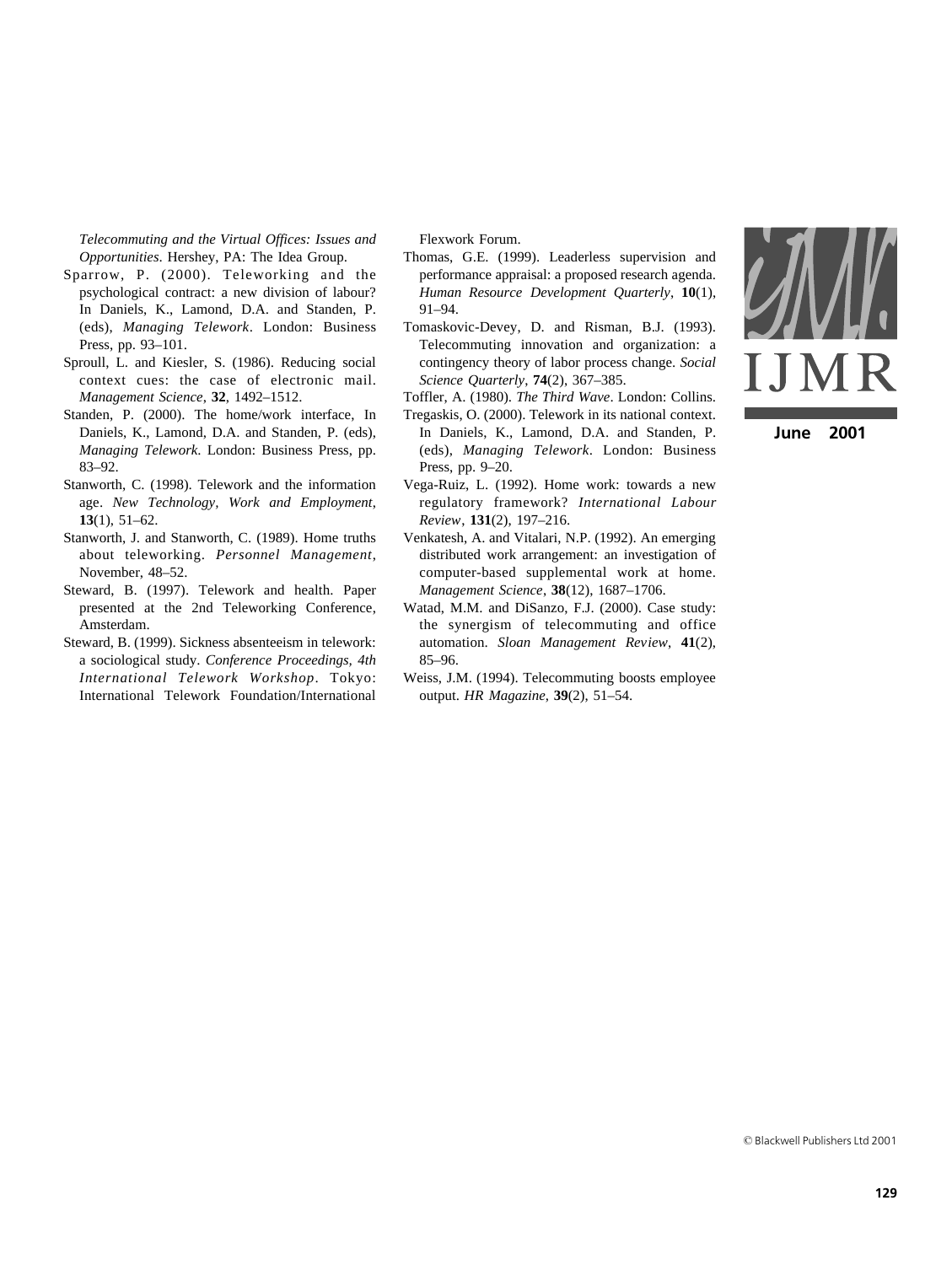*Telecommuting and the Virtual Offices: Issues and Opportunities*. Hershey, PA: The Idea Group.

Sparrow, P. (2000). Teleworking and the psychological contract: a new division of labour? In Daniels, K., Lamond, D.A. and Standen, P. (eds), *Managing Telework*. London: Business Press, pp. 93–101.

Sproull, L. and Kiesler, S. (1986). Reducing social context cues: the case of electronic mail. *Management Science*, **32**, 1492–1512.

Standen, P. (2000). The home/work interface, In Daniels, K., Lamond, D.A. and Standen, P. (eds), *Managing Telework*. London: Business Press, pp. 83–92.

Stanworth, C. (1998). Telework and the information age. *New Technology, Work and Employment*, **13**(1), 51–62.

Stanworth, J. and Stanworth, C. (1989). Home truths about teleworking. *Personnel Management*, November, 48–52.

Steward, B. (1997). Telework and health. Paper presented at the 2nd Teleworking Conference, Amsterdam.

Steward, B. (1999). Sickness absenteeism in telework: a sociological study. *Conference Proceedings, 4th International Telework Workshop*. Tokyo: International Telework Foundation/International Flexwork Forum.

Thomas, G.E. (1999). Leaderless supervision and performance appraisal: a proposed research agenda. *Human Resource Development Quarterly*, **10**(1), 91–94.

Tomaskovic-Devey, D. and Risman, B.J. (1993). Telecommuting innovation and organization: a contingency theory of labor process change. *Social Science Quarterly*, **74**(2), 367–385.

Toffler, A. (1980). *The Third Wave*. London: Collins.

Tregaskis, O. (2000). Telework in its national context. In Daniels, K., Lamond, D.A. and Standen, P. (eds), *Managing Telework*. London: Business Press, pp. 9–20.

Vega-Ruiz, L. (1992). Home work: towards a new regulatory framework? *International Labour Review*, **131**(2), 197–216.

Venkatesh, A. and Vitalari, N.P. (1992). An emerging distributed work arrangement: an investigation of computer-based supplemental work at home. *Management Science*, **38**(12), 1687–1706.

Watad, M.M. and DiSanzo, F.J. (2000). Case study: the synergism of telecommuting and office automation. *Sloan Management Review*, **41**(2), 85–96.

Weiss, J.M. (1994). Telecommuting boosts employee output. *HR Magazine*, **39**(2), 51–54.

© Blackwell Publishers Ltd 2001